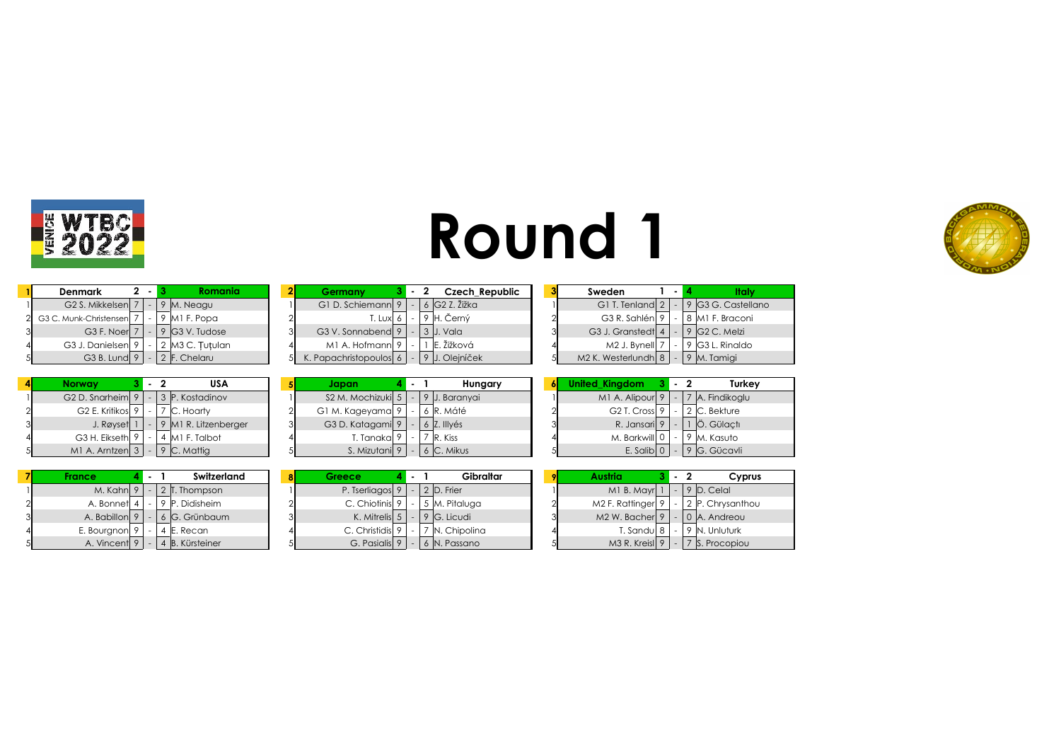# Round 1

| 1 | Denmark | 2 | - | 3 | Romania |
|---|---|---|---|---|---|
| 1 | G2 S. Mikkelsen | 7 | - | 9 | M. Neagu |
| 2 | G3 C. Munk-Christensen | 7 | - | 9 | M1 F. Popa |
| 3 | G3 F. Noer | 7 | - | 9 | G3 V. Tudose |
| 4 | G3 J. Danielsen | 9 | - | 2 | M3 C. Țuțulan |
| 5 | G3 B. Lund | 9 | - | 2 | F. Chelaru |

| 2 | Germany | 3 | - | 2 | Czech_Republic |
|---|---|---|---|---|---|
| 1 | G1 D. Schiemann | 9 | - | 6 | G2 Z. Žižka |
| 2 | T. Lux | 6 | - | 9 | H. Černý |
| 3 | G3 V. Sonnabend | 9 | - | 3 | J. Vala |
| 4 | M1 A. Hofmann | 9 | - | 1 | E. Žižková |
| 5 | K. Papachristopoulos | 6 | - | 9 | J. Olejníček |

| 3 | Sweden | 1 | - | 4 | Italy |
|---|---|---|---|---|---|
| 1 | G1 T. Tenland | 2 | - | 9 | G3 G. Castellano |
| 2 | G3 R. Sahlén | 9 | - | 8 | M1 F. Braconi |
| 3 | G3 J. Granstedt | 4 | - | 9 | G2 C. Melzi |
| 4 | M2 J. Bynell | 7 | - | 9 | G3 L. Rinaldo |
| 5 | M2 K. Westerlundh | 8 | - | 9 | M. Tamigi |

| 4 | Norway | 3 | - | 2 | USA |
|---|---|---|---|---|---|
| 1 | G2 D. Snarheim | 9 | - | 3 | P. Kostadinov |
| 2 | G2 E. Kritikos | 9 | - | 7 | C. Hoarty |
| 3 | J. Røyset | 1 | - | 9 | M1 R. Litzenberger |
| 4 | G3 H. Eikseth | 9 | - | 4 | M1 F. Talbot |
| 5 | M1 A. Arntzen | 3 | - | 9 | C. Mattig |

| 5 | Japan | 4 | - | 1 | Hungary |
|---|---|---|---|---|---|
| 1 | S2 M. Mochizuki | 5 | - | 9 | J. Baranyai |
| 2 | G1 M. Kageyama | 9 | - | 6 | R. Máté |
| 3 | G3 D. Katagami | 9 | - | 6 | Z. Illyés |
| 4 | T. Tanaka | 9 | - | 7 | R. Kiss |
| 5 | S. Mizutani | 9 | - | 6 | C. Mikus |

| 6 | United_Kingdom | 3 | - | 2 | Turkey |
|---|---|---|---|---|---|
| 1 | M1 A. Alipour | 9 | - | 7 | A. Findikoglu |
| 2 | G2 T. Cross | 9 | - | 2 | C. Bekture |
| 3 | R. Jansari | 9 | - | 1 | Ö. Gülaçtı |
| 4 | M. Barkwill | 0 | - | 9 | M. Kasuto |
| 5 | E. Salib | 0 | - | 9 | G. Gücavli |

| 7 | France | 4 | - | 1 | Switzerland |
|---|---|---|---|---|---|
| 1 | M. Kahn | 9 | - | 2 | T. Thompson |
| 2 | A. Bonnet | 4 | - | 9 | P. Didisheim |
| 3 | A. Babillon | 9 | - | 6 | G. Grünbaum |
| 4 | E. Bourgnon | 9 | - | 4 | E. Recan |
| 5 | A. Vincent | 9 | - | 4 | B. Kürsteiner |

| 8 | Greece | 4 | - | 1 | Gibraltar |
|---|---|---|---|---|---|
| 1 | P. Tserliagos | 9 | - | 2 | D. Frier |
| 2 | C. Chiotinis | 9 | - | 5 | M. Pitaluga |
| 3 | K. Mitrelis | 5 | - | 9 | G. Licudi |
| 4 | C. Christidis | 9 | - | 7 | N. Chipolina |
| 5 | G. Pasialis | 9 | - | 6 | N. Passano |

| 9 | Austria | 3 | - | 2 | Cyprus |
|---|---|---|---|---|---|
| 1 | M1 B. Mayr | 1 | - | 9 | D. Celal |
| 2 | M2 F. Rattinger | 9 | - | 2 | P. Chrysanthou |
| 3 | M2 W. Bacher | 9 | - | 0 | A. Andreou |
| 4 | T. Sandu | 8 | - | 9 | N. Unluturk |
| 5 | M3 R. Kreisl | 9 | - | 7 | S. Procopiou |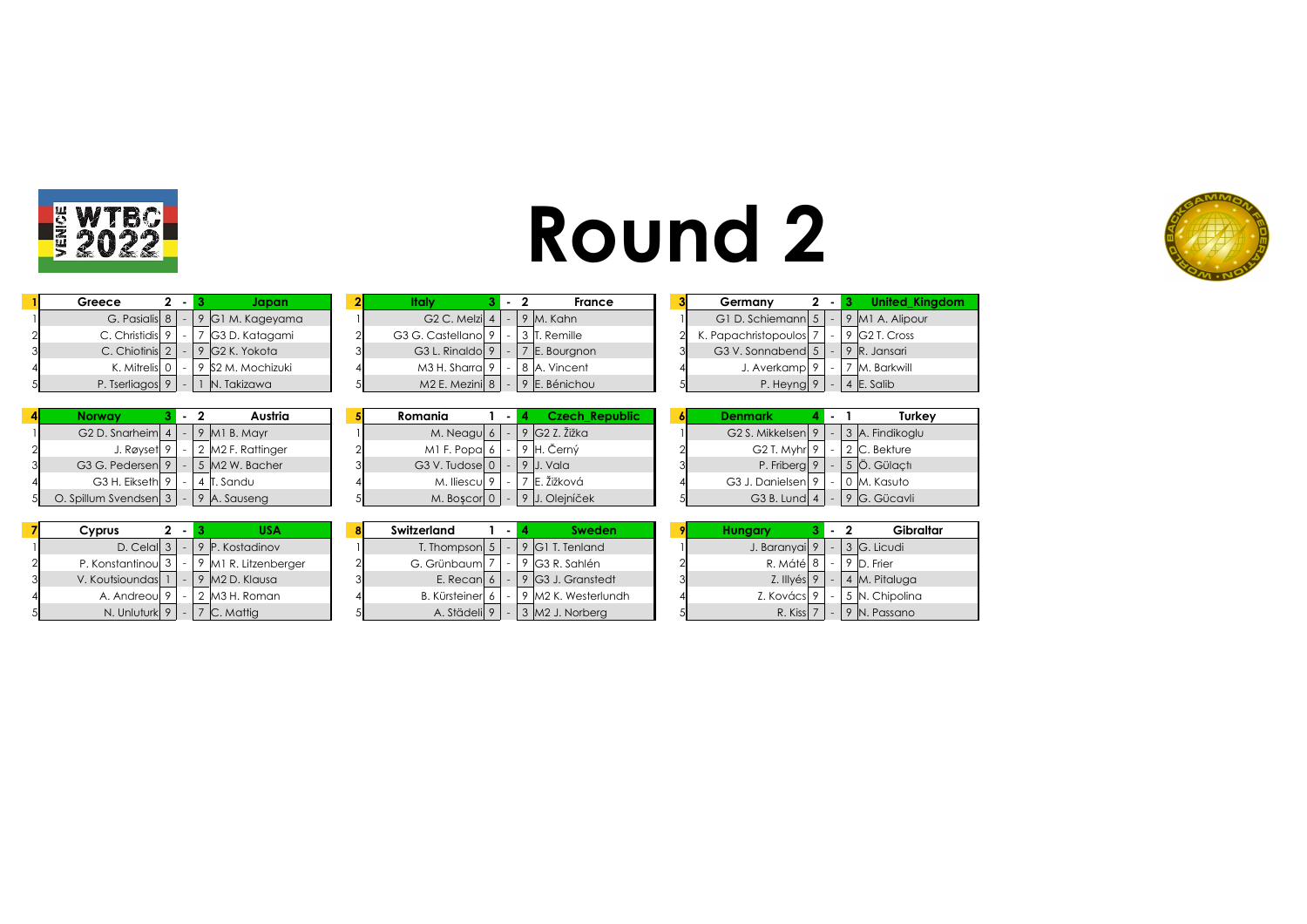# Round 2

| 1 | Greece | 2 | - | 3 | Japan |
|---|---|---|---|---|---|
| 1 | G. Pasialis | 8 | - | 9 | G1 M. Kageyama |
| 2 | C. Christidis | 9 | - | 7 | G3 D. Katagami |
| 3 | C. Chiotinis | 2 | - | 9 | G2 K. Yokota |
| 4 | K. Mitrelis | 0 | - | 9 | S2 M. Mochizuki |
| 5 | P. Tserliagos | 9 | - | 1 | N. Takizawa |

| 2 | Italy | 3 | - | 2 | France |
|---|---|---|---|---|---|
| 1 | G2 C. Melzi | 4 | - | 9 | M. Kahn |
| 2 | G3 G. Castellano | 9 | - | 3 | T. Remille |
| 3 | G3 L. Rinaldo | 9 | - | 7 | E. Bourgnon |
| 4 | M3 H. Sharra | 9 | - | 8 | A. Vincent |
| 5 | M2 E. Mezini | 8 | - | 9 | E. Bénichou |

| 3 | Germany | 2 | - | 3 | United_Kingdom |
|---|---|---|---|---|---|
| 1 | G1 D. Schiemann | 5 | - | 9 | M1 A. Alipour |
| 2 | K. Papachristopoulos | 7 | - | 9 | G2 T. Cross |
| 3 | G3 V. Sonnabend | 5 | - | 9 | R. Jansari |
| 4 | J. Averkamp | 9 | - | 7 | M. Barkwill |
| 5 | P. Heyng | 9 | - | 4 | E. Salib |

| 4 | Norway | 3 | - | 2 | Austria |
|---|---|---|---|---|---|
| 1 | G2 D. Snarheim | 4 | - | 9 | M1 B. Mayr |
| 2 | J. Røyset | 9 | - | 2 | M2 F. Rattinger |
| 3 | G3 G. Pedersen | 9 | - | 5 | M2 W. Bacher |
| 4 | G3 H. Eikseth | 9 | - | 4 | T. Sandu |
| 5 | O. Spillum Svendsen | 3 | - | 9 | A. Sauseng |

| 5 | Romania | 1 | - | 4 | Czech_Republic |
|---|---|---|---|---|---|
| 1 | M. Neagu | 6 | - | 9 | G2 Z. Žižka |
| 2 | M1 F. Popa | 6 | - | 9 | H. Černý |
| 3 | G3 V. Tudose | 0 | - | 9 | J. Vala |
| 4 | M. Iliescu | 9 | - | 7 | E. Žižková |
| 5 | M. Boşcor | 0 | - | 9 | J. Olejníček |

| 6 | Denmark | 4 | - | 1 | Turkey |
|---|---|---|---|---|---|
| 1 | G2 S. Mikkelsen | 9 | - | 3 | A. Findikoglu |
| 2 | G2 T. Myhr | 9 | - | 2 | C. Bekture |
| 3 | P. Friberg | 9 | - | 5 | Ö. Gülaçtı |
| 4 | G3 J. Danielsen | 9 | - | 0 | M. Kasuto |
| 5 | G3 B. Lund | 4 | - | 9 | G. Gücavli |

| 7 | Cyprus | 2 | - | 3 | USA |
|---|---|---|---|---|---|
| 1 | D. Celal | 3 | - | 9 | P. Kostadinov |
| 2 | P. Konstantinou | 3 | - | 9 | M1 R. Litzenberger |
| 3 | V. Koutsioundas | 1 | - | 9 | M2 D. Klausa |
| 4 | A. Andreou | 9 | - | 2 | M3 H. Roman |
| 5 | N. Unluturk | 9 | - | 7 | C. Mattig |

| 8 | Switzerland | 1 | - | 4 | Sweden |
|---|---|---|---|---|---|
| 1 | T. Thompson | 5 | - | 9 | G1 T. Tenland |
| 2 | G. Grünbaum | 7 | - | 9 | G3 R. Sahlén |
| 3 | E. Recan | 6 | - | 9 | G3 J. Granstedt |
| 4 | B. Kürsteiner | 6 | - | 9 | M2 K. Westerlundh |
| 5 | A. Städeli | 9 | - | 3 | M2 J. Norberg |

| 9 | Hungary | 3 | - | 2 | Gibraltar |
|---|---|---|---|---|---|
| 1 | J. Baranyai | 9 | - | 3 | G. Licudi |
| 2 | R. Máté | 8 | - | 9 | D. Frier |
| 3 | Z. Illyés | 9 | - | 4 | M. Pitaluga |
| 4 | Z. Kovács | 9 | - | 5 | N. Chipolina |
| 5 | R. Kiss | 7 | - | 9 | N. Passano |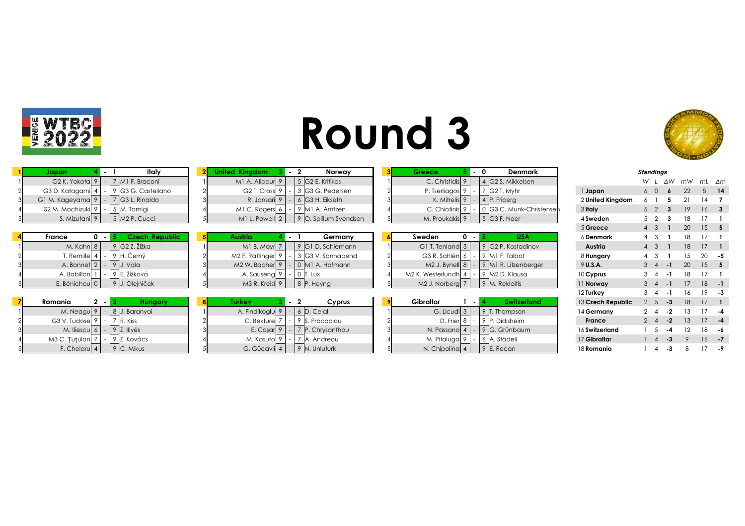# Round 3

| 1 | Japan | 4 | - | 1 | Italy |
|---|---|---|---|---|---|
| 1 | G2 K. Yokota | 9 | - | 7 | M1 F. Braconi |
| 2 | G3 D. Katagami | 4 | - | 9 | G3 G. Castellano |
| 3 | G1 M. Kageyama | 9 | - | 7 | G3 L. Rinaldo |
| 4 | S2 M. Mochizuki | 9 | - | 5 | M. Tamigi |
| 5 | S. Mizutani | 9 | - | 5 | M2 P. Cucci |

| 2 | United_Kingdom | 3 | - | 2 | Norway |
|---|---|---|---|---|---|
| 1 | M1 A. Alipour | 9 | - | 5 | G2 E. Kritikos |
| 2 | G2 T. Cross | 9 | - | 3 | G3 G. Pedersen |
| 3 | R. Jansari | 9 | - | 6 | G3 H. Eikseth |
| 4 | M1 C. Rogers | 6 | - | 9 | M1 A. Arntzen |
| 5 | M1 L. Powell | 2 | - | 9 | O. Spillum Svendsen |

| 3 | Greece | 5 | - | 0 | Denmark |
|---|---|---|---|---|---|
| 1 | C. Christidis | 9 | - | 4 | G2 S. Mikkelsen |
| 2 | P. Tserliagos | 9 | - | 7 | G2 T. Myhr |
| 3 | K. Mitrelis | 9 | - | 4 | P. Friberg |
| 4 | C. Chiotinis | 9 | - | 0 | G3 C. Munk-Christensen |
| 5 | M. Proukakis | 9 | - | 5 | G3 F. Noer |

| 4 | France | 0 | - | 5 | Czech_Republic |
|---|---|---|---|---|---|
| 1 | M. Kahn | 8 | - | 9 | G2 Z. Žižka |
| 2 | T. Remille | 4 | - | 9 | H. Černý |
| 3 | A. Bonnet | 2 | - | 9 | J. Vala |
| 4 | A. Babillon | 1 | - | 9 | E. Žížková |
| 5 | E. Bénichou | 0 | - | 9 | J. Olejníček |

| 5 | Austria | 4 | - | 1 | Germany |
|---|---|---|---|---|---|
| 1 | M1 B. Mayr | 7 | - | 9 | G1 D. Schiemann |
| 2 | M2 F. Rattinger | 9 | - | 3 | G3 V. Sonnabend |
| 3 | M2 W. Bacher | 9 | - | 0 | M1 A. Hofmann |
| 4 | A. Sauseng | 9 | - | 0 | T. Lux |
| 5 | M3 R. Kreisl | 9 | - | 8 | P. Heyng |

| 6 | Sweden | 0 | - | 5 | USA |
|---|---|---|---|---|---|
| 1 | G1 T. Tenland | 3 | - | 9 | G2 P. Kostadinov |
| 2 | G3 R. Sahlén | 6 | - | 9 | M1 F. Talbot |
| 3 | M2 J. Bynell | 8 | - | 9 | M1 R. Litzenberger |
| 4 | M2 K. Westerlundh | 4 | - | 9 | M2 D. Klausa |
| 5 | M2 J. Norberg | 7 | - | 9 | M. Reklaitis |

| 7 | Romania | 2 | - | 3 | Hungary |
|---|---|---|---|---|---|
| 1 | M. Neagu | 9 | - | 8 | J. Baranyai |
| 2 | G3 V. Tudose | 9 | - | 7 | R. Kiss |
| 3 | M. Iliescu | 6 | - | 9 | Z. Illyés |
| 4 | M3 C. Țuțulan | 7 | - | 9 | Z. Kovács |
| 5 | F. Chelaru | 4 | - | 9 | C. Mikus |

| 8 | Turkey | 3 | - | 2 | Cyprus |
|---|---|---|---|---|---|
| 1 | A. Findikoglu | 9 | - | 6 | D. Celal |
| 2 | C. Bekture | 7 | - | 9 | S. Procopiou |
| 3 | E. Coşar | 9 | - | 7 | P. Chrysanthou |
| 4 | M. Kasuto | 9 | - | 7 | A. Andreou |
| 5 | G. Gücavli | 4 | - | 9 | N. Unluturk |

| 9 | Gibraltar | 1 | - | 4 | Switzerland |
|---|---|---|---|---|---|
| 1 | G. Licudi | 3 | - | 9 | T. Thompson |
| 2 | D. Frier | 8 | - | 9 | P. Didisheim |
| 3 | N. Passano | 4 | - | 9 | G. Grünbaum |
| 4 | M. Pitaluga | 9 | - | 6 | A. Städeli |
| 5 | N. Chipolina | 4 | - | 9 | E. Recan |

*Standings*

| | Team | W | L | ΔW | mW | mL | Δm |
|---|---|---|---|---|---|---|---|
| 1 | **Japan** | 6 | 0 | **6** | 22 | 8 | **14** |
| 2 | **United Kingdom** | 6 | 1 | **5** | 21 | 14 | **7** |
| 3 | **Italy** | 5 | 2 | **3** | 19 | 16 | **3** |
| 4 | **Sweden** | 5 | 2 | **3** | 18 | 17 | **1** |
| 5 | **Greece** | 4 | 3 | **1** | 20 | 15 | **5** |
| 6 | **Denmark** | 4 | 3 | **1** | 18 | 17 | **1** |
| | **Austria** | 4 | 3 | **1** | 18 | 17 | **1** |
| 8 | **Hungary** | 4 | 3 | **1** | 15 | 20 | **-5** |
| 9 | **U.S.A.** | 3 | 4 | **-1** | 20 | 15 | **5** |
| 10 | **Cyprus** | 3 | 4 | **-1** | 18 | 17 | **1** |
| 11 | **Norway** | 3 | 4 | **-1** | 17 | 18 | **-1** |
| 12 | **Turkey** | 3 | 4 | **-1** | 16 | 19 | **-3** |
| 13 | **Czech Republic** | 2 | 5 | **-3** | 18 | 17 | **1** |
| 14 | **Germany** | 2 | 4 | **-2** | 13 | 17 | **-4** |
| | **France** | 2 | 4 | **-2** | 13 | 17 | **-4** |
| 16 | **Switzerland** | 1 | 5 | **-4** | 12 | 18 | **-6** |
| 17 | **Gibraltar** | 1 | 4 | **-3** | 9 | 16 | **-7** |
| 18 | **Romania** | 1 | 4 | **-3** | 8 | 17 | **-9** |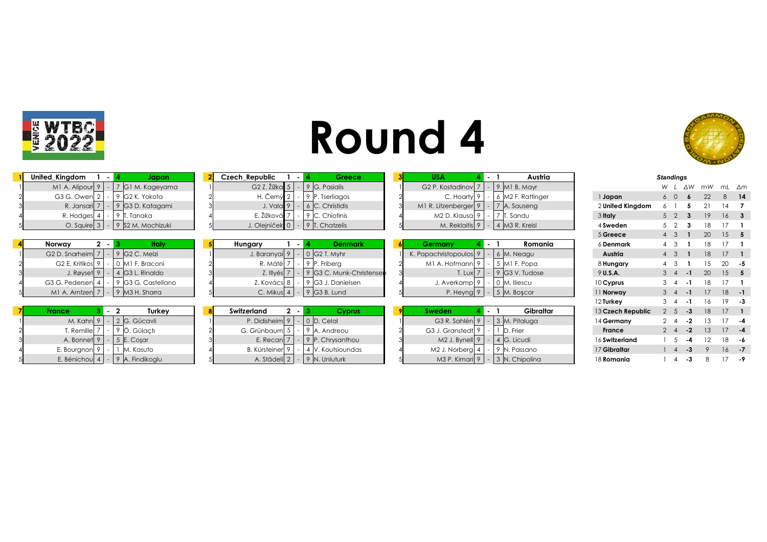# Round 4

### Match 1: United_Kingdom 1 - 4 Japan

| # | United_Kingdom | | - | | Japan |
|---|---|---|---|---|---|
| 1 | M1 A. Alipour | 9 | - | 7 | G1 M. Kageyama |
| 2 | G3 G. Owen | 2 | - | 9 | G2 K. Yokota |
| 3 | R. Jansari | 7 | - | 9 | G3 D. Katagami |
| 4 | R. Hodges | 4 | - | 9 | T. Tanaka |
| 5 | O. Squire | 3 | - | 9 | S2 M. Mochizuki |

### Match 2: Czech_Republic 1 - 4 Greece

| # | Czech_Republic | | - | | Greece |
|---|---|---|---|---|---|
| 1 | G2 Z. Žižka | 5 | - | 9 | G. Pasialis |
| 2 | H. Černý | 2 | - | 9 | P. Tserliagos |
| 3 | J. Vala | 9 | - | 6 | C. Christidis |
| 4 | E. Žižková | 7 | - | 9 | C. Chiotinis |
| 5 | J. Olejníček | 0 | - | 9 | T. Chatzelis |

### Match 3: USA 4 - 1 Austria

| # | USA | | - | | Austria |
|---|---|---|---|---|---|
| 1 | G2 P. Kostadinov | 7 | - | 9 | M1 B. Mayr |
| 2 | C. Hoarty | 9 | - | 6 | M2 F. Rattinger |
| 3 | M1 R. Litzenberger | 9 | - | 7 | A. Sauseng |
| 4 | M2 D. Klausa | 9 | - | 7 | T. Sandu |
| 5 | M. Reklaitis | 9 | - | 4 | M3 R. Kreisl |

### Match 4: Norway 2 - 3 Italy

| # | Norway | | - | | Italy |
|---|---|---|---|---|---|
| 1 | G2 D. Snarheim | 7 | - | 9 | G2 C. Melzi |
| 2 | G2 E. Kritikos | 9 | - | 0 | M1 F. Braconi |
| 3 | J. Røyset | 9 | - | 4 | G3 L. Rinaldo |
| 4 | G3 G. Pedersen | 4 | - | 9 | G3 G. Castellano |
| 5 | M1 A. Arntzen | 7 | - | 9 | M3 H. Sharra |

### Match 5: Hungary 1 - 4 Denmark

| # | Hungary | | - | | Denmark |
|---|---|---|---|---|---|
| 1 | J. Baranyai | 9 | - | 0 | G2 T. Myhr |
| 2 | R. Máté | 7 | - | 9 | P. Friberg |
| 3 | Z. Illyés | 7 | - | 9 | G3 C. Munk-Christensen |
| 4 | Z. Kovács | 8 | - | 9 | G3 J. Danielsen |
| 5 | C. Mikus | 4 | - | 9 | G3 B. Lund |

### Match 6: Germany 4 - 1 Romania

| # | Germany | | - | | Romania |
|---|---|---|---|---|---|
| 1 | K. Papachristopoulos | 9 | - | 6 | M. Neagu |
| 2 | M1 A. Hofmann | 9 | - | 5 | M1 F. Popa |
| 3 | T. Lux | 7 | - | 9 | G3 V. Tudose |
| 4 | J. Averkamp | 9 | - | 0 | M. Iliescu |
| 5 | P. Heyng | 9 | - | 5 | M. Boşcor |

### Match 7: France 3 - 2 Turkey

| # | France | | - | | Turkey |
|---|---|---|---|---|---|
| 1 | M. Kahn | 9 | - | 2 | G. Gücavli |
| 2 | T. Remille | 7 | - | 9 | Ö. Gülaçtı |
| 3 | A. Bonnet | 9 | - | 5 | E. Coşar |
| 4 | E. Bourgnon | 9 | - | 1 | M. Kasuto |
| 5 | E. Bénichou | 4 | - | 9 | A. Findikoglu |

### Match 8: Switzerland 2 - 3 Cyprus

| # | Switzerland | | - | | Cyprus |
|---|---|---|---|---|---|
| 1 | P. Didisheim | 9 | - | 0 | D. Celal |
| 2 | G. Grünbaum | 5 | - | 9 | A. Andreou |
| 3 | E. Recan | 7 | - | 9 | P. Chrysanthou |
| 4 | B. Kürsteiner | 9 | - | 4 | V. Koutsioundas |
| 5 | A. Städeli | 2 | - | 9 | N. Unluturk |

### Match 9: Sweden 4 - 1 Gibraltar

| # | Sweden | | - | | Gibraltar |
|---|---|---|---|---|---|
| 1 | G3 R. Sahlén | 9 | - | 3 | M. Pitaluga |
| 2 | G3 J. Granstedt | 9 | - | 1 | D. Frier |
| 3 | M2 J. Bynell | 9 | - | 4 | G. Licudi |
| 4 | M2 J. Norberg | 4 | - | 9 | N. Passano |
| 5 | M3 P. Kimari | 9 | - | 3 | N. Chipolina |

### *Standings*

| | Team | W | L | ΔW | mW | mL | Δm |
|---|---|---|---|---|---|---|---|
| 1 | Japan | 6 | 0 | 6 | 22 | 8 | 14 |
| 2 | United Kingdom | 6 | 1 | 5 | 21 | 14 | 7 |
| 3 | Italy | 5 | 2 | 3 | 19 | 16 | 3 |
| 4 | Sweden | 5 | 2 | 3 | 18 | 17 | 1 |
| 5 | Greece | 4 | 3 | 1 | 20 | 15 | 5 |
| 6 | Denmark | 4 | 3 | 1 | 18 | 17 | 1 |
| | Austria | 4 | 3 | 1 | 18 | 17 | 1 |
| 8 | Hungary | 4 | 3 | 1 | 15 | 20 | -5 |
| 9 | U.S.A. | 3 | 4 | -1 | 20 | 15 | 5 |
| 10 | Cyprus | 3 | 4 | -1 | 18 | 17 | 1 |
| 11 | Norway | 3 | 4 | -1 | 17 | 18 | -1 |
| 12 | Turkey | 3 | 4 | -1 | 16 | 19 | -3 |
| 13 | Czech Republic | 2 | 5 | -3 | 18 | 17 | 1 |
| 14 | Germany | 2 | 4 | -2 | 13 | 17 | -4 |
| | France | 2 | 4 | -2 | 13 | 17 | -4 |
| 16 | Switzerland | 1 | 5 | -4 | 12 | 18 | -6 |
| 17 | Gibraltar | 1 | 4 | -3 | 9 | 16 | -7 |
| 18 | Romania | 1 | 4 | -3 | 8 | 17 | -9 |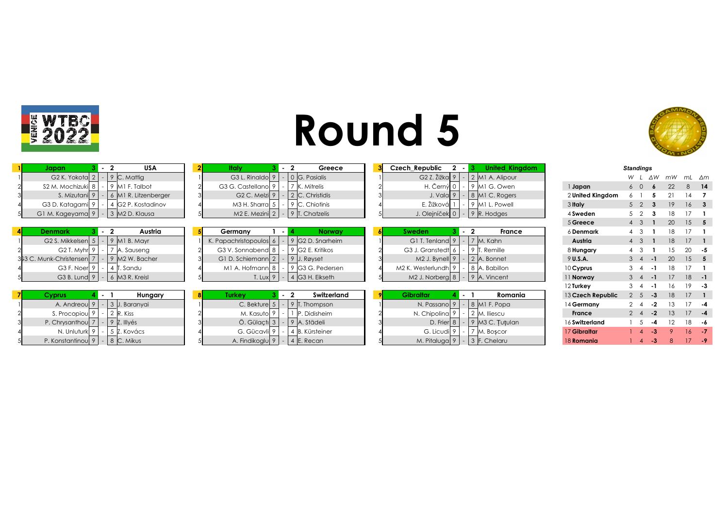# Round 5

## Match 1: Japan 3 - 2 USA

| # | Japan | | - | | USA |
|---|---|---|---|---|---|
| 1 | G2 K. Yokota | 2 | - | 9 | C. Mattig |
| 2 | S2 M. Mochizuki | 8 | - | 9 | M1 F. Talbot |
| 3 | S. Mizutani | 9 | - | 6 | M1 R. Litzenberger |
| 4 | G3 D. Katagami | 9 | - | 4 | G2 P. Kostadinov |
| 5 | G1 M. Kageyama | 9 | - | 3 | M2 D. Klausa |

## Match 2: Italy 3 - 2 Greece

| # | Italy | | - | | Greece |
|---|---|---|---|---|---|
| 1 | G3 L. Rinaldo | 9 | - | 0 | G. Pasialis |
| 2 | G3 G. Castellano | 9 | - | 7 | K. Mitrelis |
| 3 | G2 C. Melzi | 9 | - | 2 | C. Christidis |
| 4 | M3 H. Sharra | 5 | - | 9 | C. Chiotinis |
| 5 | M2 E. Mezini | 2 | - | 9 | T. Chatzelis |

## Match 3: Czech_Republic 2 - 3 United_Kingdom

| # | Czech_Republic | | - | | United_Kingdom |
|---|---|---|---|---|---|
| 1 | G2 Z. Žižka | 9 | - | 2 | M1 A. Alipour |
| 2 | H. Černý | 0 | - | 9 | M1 G. Owen |
| 3 | J. Vala | 9 | - | 8 | M1 C. Rogers |
| 4 | E. Žižková | 1 | - | 9 | M1 L. Powell |
| 5 | J. Olejníček | 0 | - | 9 | R. Hodges |

## Match 4: Denmark 3 - 2 Austria

| # | Denmark | | - | | Austria |
|---|---|---|---|---|---|
| 1 | G2 S. Mikkelsen | 5 | - | 9 | M1 B. Mayr |
| 2 | G2 T. Myhr | 9 | - | 7 | A. Sauseng |
| 3 | G3 C. Munk-Christensen | 7 | - | 9 | M2 W. Bacher |
| 4 | G3 F. Noer | 9 | - | 4 | T. Sandu |
| 5 | G3 B. Lund | 9 | - | 6 | M3 R. Kreisl |

## Match 5: Germany 1 - 4 Norway

| # | Germany | | - | | Norway |
|---|---|---|---|---|---|
| 1 | K. Papachristopoulos | 6 | - | 9 | G2 D. Snarheim |
| 2 | G3 V. Sonnabend | 8 | - | 9 | G2 E. Kritikos |
| 3 | G1 D. Schiemann | 2 | - | 9 | J. Røyset |
| 4 | M1 A. Hofmann | 8 | - | 9 | G3 G. Pedersen |
| 5 | T. Lux | 9 | - | 4 | G3 H. Eikseth |

## Match 6: Sweden 3 - 2 France

| # | Sweden | | - | | France |
|---|---|---|---|---|---|
| 1 | G1 T. Tenland | 9 | - | 7 | M. Kahn |
| 2 | G3 J. Granstedt | 6 | - | 9 | T. Remille |
| 3 | M2 J. Bynell | 9 | - | 2 | A. Bonnet |
| 4 | M2 K. Westerlundh | 9 | - | 8 | A. Babillon |
| 5 | M2 J. Norberg | 8 | - | 9 | A. Vincent |

## Match 7: Cyprus 4 - 1 Hungary

| # | Cyprus | | - | | Hungary |
|---|---|---|---|---|---|
| 1 | A. Andreou | 9 | - | 3 | J. Baranyai |
| 2 | S. Procopiou | 9 | - | 2 | R. Kiss |
| 3 | P. Chrysanthou | 7 | - | 9 | Z. Illyés |
| 4 | N. Unluturk | 9 | - | 5 | Z. Kovács |
| 5 | P. Konstantinou | 9 | - | 8 | C. Mikus |

## Match 8: Turkey 3 - 2 Switzerland

| # | Turkey | | - | | Switzerland |
|---|---|---|---|---|---|
| 1 | C. Bekture | 5 | - | 9 | T. Thompson |
| 2 | M. Kasuto | 9 | - | 1 | P. Didisheim |
| 3 | Ö. Gülaçtı | 3 | - | 9 | A. Städeli |
| 4 | G. Gücavli | 9 | - | 4 | B. Kürsteiner |
| 5 | A. Findikoglu | 9 | - | 4 | E. Recan |

## Match 9: Gibraltar 4 - 1 Romania

| # | Gibraltar | | - | | Romania |
|---|---|---|---|---|---|
| 1 | N. Passano | 9 | - | 8 | M1 F. Popa |
| 2 | N. Chipolina | 9 | - | 2 | M. Iliescu |
| 3 | D. Frier | 8 | - | 9 | M3 C. Ţuţulan |
| 4 | G. Licudi | 9 | - | 7 | M. Boşcor |
| 5 | M. Pitaluga | 9 | - | 3 | F. Chelaru |

## *Standings*

| | Team | W | L | ΔW | mW | mL | Δm |
|---|---|---|---|---|---|---|---|
| 1 | **Japan** | 6 | 0 | **6** | 22 | 8 | **14** |
| 2 | **United Kingdom** | 6 | 1 | **5** | 21 | 14 | **7** |
| 3 | **Italy** | 5 | 2 | **3** | 19 | 16 | **3** |
| 4 | **Sweden** | 5 | 2 | **3** | 18 | 17 | **1** |
| 5 | **Greece** | 4 | 3 | **1** | 20 | 15 | **5** |
| 6 | **Denmark** | 4 | 3 | **1** | 18 | 17 | **1** |
| | **Austria** | 4 | 3 | **1** | 18 | 17 | **1** |
| 8 | **Hungary** | 4 | 3 | **1** | 15 | 20 | **-5** |
| 9 | **U.S.A.** | 3 | 4 | **-1** | 20 | 15 | **5** |
| 10 | **Cyprus** | 3 | 4 | **-1** | 18 | 17 | **1** |
| 11 | **Norway** | 3 | 4 | **-1** | 17 | 18 | **-1** |
| 12 | **Turkey** | 3 | 4 | **-1** | 16 | 19 | **-3** |
| 13 | **Czech Republic** | 2 | 5 | **-3** | 18 | 17 | **1** |
| 14 | **Germany** | 2 | 4 | **-2** | 13 | 17 | **-4** |
| | **France** | 2 | 4 | **-2** | 13 | 17 | **-4** |
| 16 | **Switzerland** | 1 | 5 | **-4** | 12 | 18 | **-6** |
| 17 | **Gibraltar** | 1 | 4 | **-3** | 9 | 16 | **-7** |
| 18 | **Romania** | 1 | 4 | **-3** | 8 | 17 | **-9** |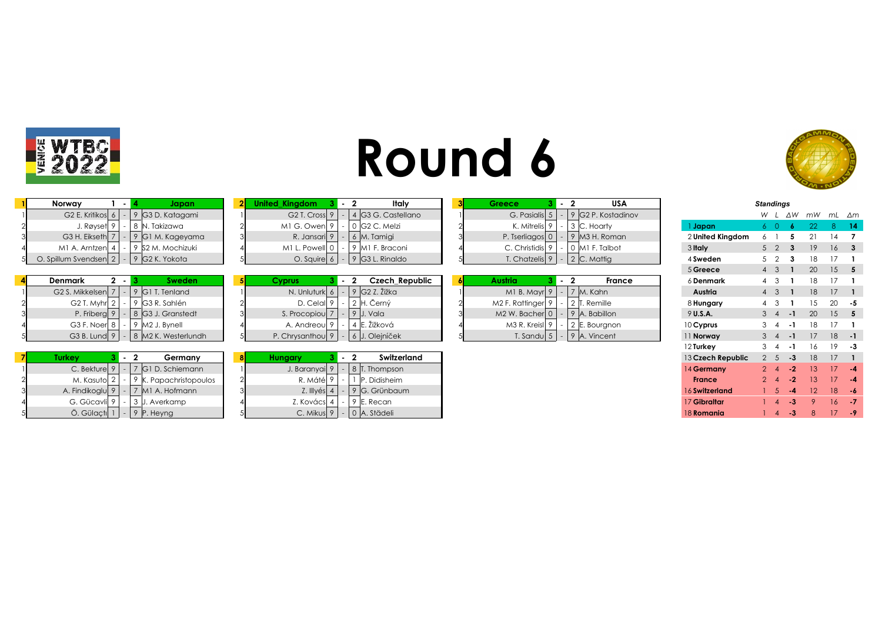# Round 6

| 1 | Norway | 1 | - | 4 | Japan |
|---|---|---|---|---|---|
| 1 | G2 E. Kritikos | 6 | - | 9 | G3 D. Katagami |
| 2 | J. Røyset | 9 | - | 8 | N. Takizawa |
| 3 | G3 H. Eikseth | 7 | - | 9 | G1 M. Kageyama |
| 4 | M1 A. Arntzen | 4 | - | 9 | S2 M. Mochizuki |
| 5 | O. Spillum Svendsen | 2 | - | 9 | G2 K. Yokota |

| 2 | United_Kingdom | 3 | - | 2 | Italy |
|---|---|---|---|---|---|
| 1 | G2 T. Cross | 9 | - | 4 | G3 G. Castellano |
| 2 | M1 G. Owen | 9 | - | 0 | G2 C. Melzi |
| 3 | R. Jansari | 9 | - | 6 | M. Tamigi |
| 4 | M1 L. Powell | 0 | - | 9 | M1 F. Braconi |
| 5 | O. Squire | 6 | - | 9 | G3 L. Rinaldo |

| 3 | Greece | 3 | - | 2 | USA |
|---|---|---|---|---|---|
| 1 | G. Pasialis | 5 | - | 9 | G2 P. Kostadinov |
| 2 | K. Mitrelis | 9 | - | 3 | C. Hoarty |
| 3 | P. Tserliagos | 0 | - | 9 | M3 H. Roman |
| 4 | C. Christidis | 9 | - | 0 | M1 F. Talbot |
| 5 | T. Chatzelis | 9 | - | 2 | C. Mattig |

| 4 | Denmark | 2 | - | 3 | Sweden |
|---|---|---|---|---|---|
| 1 | G2 S. Mikkelsen | 7 | - | 9 | G1 T. Tenland |
| 2 | G2 T. Myhr | 2 | - | 9 | G3 R. Sahlén |
| 3 | P. Friberg | 9 | - | 8 | G3 J. Granstedt |
| 4 | G3 F. Noer | 8 | - | 9 | M2 J. Bynell |
| 5 | G3 B. Lund | 9 | - | 8 | M2 K. Westerlundh |

| 5 | Cyprus | 3 | - | 2 | Czech_Republic |
|---|---|---|---|---|---|
| 1 | N. Unluturk | 6 | - | 9 | G2 Z. Žižka |
| 2 | D. Celal | 9 | - | 2 | H. Černý |
| 3 | S. Procopiou | 7 | - | 9 | J. Vala |
| 4 | A. Andreou | 9 | - | 4 | E. Žižková |
| 5 | P. Chrysanthou | 9 | - | 6 | J. Olejníček |

| 6 | Austria | 3 | - | 2 | France |
|---|---|---|---|---|---|
| 1 | M1 B. Mayr | 9 | - | 7 | M. Kahn |
| 2 | M2 F. Rattinger | 9 | - | 2 | T. Remille |
| 3 | M2 W. Bacher | 0 | - | 9 | A. Babillon |
| 4 | M3 R. Kreisl | 9 | - | 2 | E. Bourgnon |
| 5 | T. Sandu | 5 | - | 9 | A. Vincent |

| 7 | Turkey | 3 | - | 2 | Germany |
|---|---|---|---|---|---|
| 1 | C. Bekture | 9 | - | 7 | G1 D. Schiemann |
| 2 | M. Kasuto | 2 | - | 9 | K. Papachristopoulos |
| 3 | A. Findikoglu | 9 | - | 7 | M1 A. Hofmann |
| 4 | G. Gücavli | 9 | - | 3 | J. Averkamp |
| 5 | Ö. Gülaçti | 1 | - | 9 | P. Heyng |

| 8 | Hungary | 3 | - | 2 | Switzerland |
|---|---|---|---|---|---|
| 1 | J. Baranyai | 9 | - | 8 | T. Thompson |
| 2 | R. Máté | 9 | - | 1 | P. Didisheim |
| 3 | Z. Illyés | 4 | - | 9 | G. Grünbaum |
| 4 | Z. Kovács | 4 | - | 9 | E. Recan |
| 5 | C. Mikus | 9 | - | 0 | A. Städeli |

***Standings***

| | Team | W | L | ΔW | mW | mL | Δm |
|---|---|---|---|---|---|---|---|
| 1 | **Japan** | 6 | 0 | **6** | 22 | 8 | **14** |
| 2 | **United Kingdom** | 6 | 1 | **5** | 21 | 14 | **7** |
| 3 | **Italy** | 5 | 2 | **3** | 19 | 16 | **3** |
| 4 | **Sweden** | 5 | 2 | **3** | 18 | 17 | **1** |
| 5 | **Greece** | 4 | 3 | **1** | 20 | 15 | **5** |
| 6 | **Denmark** | 4 | 3 | **1** | 18 | 17 | **1** |
| | **Austria** | 4 | 3 | **1** | 18 | 17 | **1** |
| 8 | **Hungary** | 4 | 3 | **1** | 15 | 20 | **-5** |
| 9 | **U.S.A.** | 3 | 4 | **-1** | 20 | 15 | **5** |
| 10 | **Cyprus** | 3 | 4 | **-1** | 18 | 17 | **1** |
| 11 | **Norway** | 3 | 4 | **-1** | 17 | 18 | **-1** |
| 12 | **Turkey** | 3 | 4 | **-1** | 16 | 19 | **-3** |
| 13 | **Czech Republic** | 2 | 5 | **-3** | 18 | 17 | **1** |
| 14 | **Germany** | 2 | 4 | **-2** | 13 | 17 | **-4** |
| | **France** | 2 | 4 | **-2** | 13 | 17 | **-4** |
| 16 | **Switzerland** | 1 | 5 | **-4** | 12 | 18 | **-6** |
| 17 | **Gibraltar** | 1 | 4 | **-3** | 9 | 16 | **-7** |
| 18 | **Romania** | 1 | 4 | **-3** | 8 | 17 | **-9** |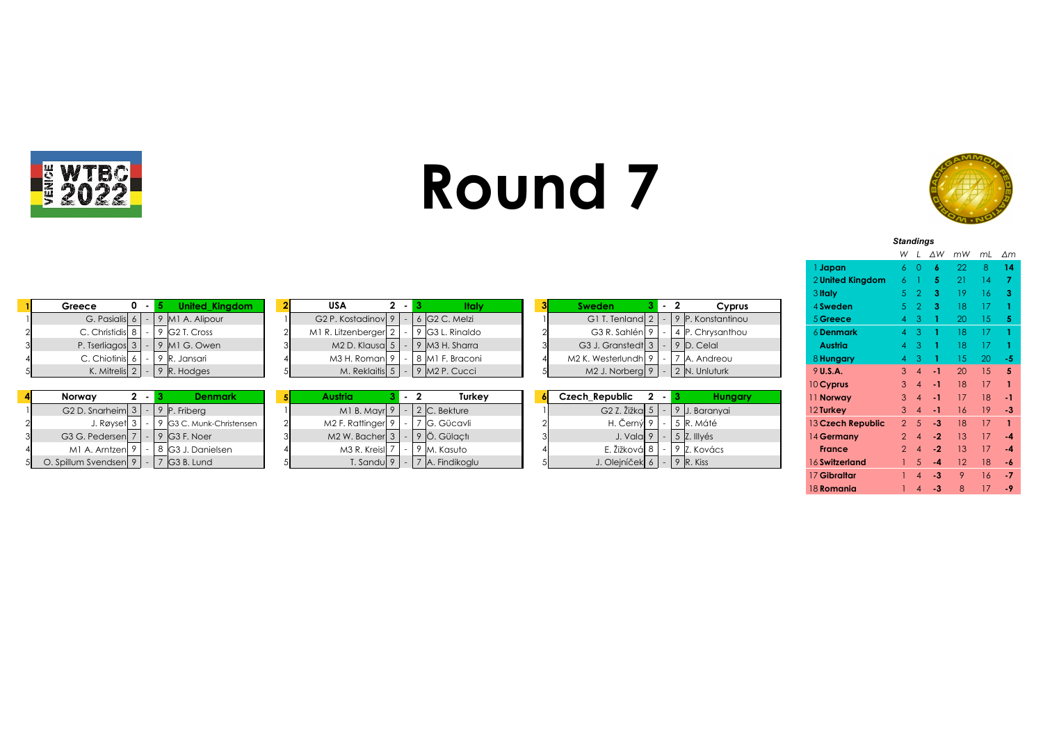# Round 7

**Match 1**

| # | Greece | Score | | Score | United_Kingdom |
|---|---|---|---|---|---|
| | **Greece** | **0** | - | **5** | **United_Kingdom** |
| 1 | G. Pasialis | 6 | - | 9 | M1 A. Alipour |
| 2 | C. Christidis | 8 | - | 9 | G2 T. Cross |
| 3 | P. Tserliagos | 3 | - | 9 | M1 G. Owen |
| 4 | C. Chiotinis | 6 | - | 9 | R. Jansari |
| 5 | K. Mitrelis | 2 | - | 9 | R. Hodges |

**Match 2**

| # | USA | Score | | Score | Italy |
|---|---|---|---|---|---|
| | **USA** | **2** | - | **3** | **Italy** |
| 1 | G2 P. Kostadinov | 9 | - | 6 | G2 C. Melzi |
| 2 | M1 R. Litzenberger | 2 | - | 9 | G3 L. Rinaldo |
| 3 | M2 D. Klausa | 5 | - | 9 | M3 H. Sharra |
| 4 | M3 H. Roman | 9 | - | 8 | M1 F. Braconi |
| 5 | M. Reklaitis | 5 | - | 9 | M2 P. Cucci |

**Match 3**

| # | Sweden | Score | | Score | Cyprus |
|---|---|---|---|---|---|
| | **Sweden** | **3** | - | **2** | **Cyprus** |
| 1 | G1 T. Tenland | 2 | - | 9 | P. Konstantinou |
| 2 | G3 R. Sahlén | 9 | - | 4 | P. Chrysanthou |
| 3 | G3 J. Granstedt | 3 | - | 9 | D. Celal |
| 4 | M2 K. Westerlundh | 9 | - | 7 | A. Andreou |
| 5 | M2 J. Norberg | 9 | - | 2 | N. Unluturk |

**Match 4**

| # | Norway | Score | | Score | Denmark |
|---|---|---|---|---|---|
| | **Norway** | **2** | - | **3** | **Denmark** |
| 1 | G2 D. Snarheim | 3 | - | 9 | P. Friberg |
| 2 | J. Røyset | 3 | - | 9 | G3 C. Munk-Christensen |
| 3 | G3 G. Pedersen | 7 | - | 9 | G3 F. Noer |
| 4 | M1 A. Arntzen | 9 | - | 8 | G3 J. Danielsen |
| 5 | O. Spillum Svendsen | 9 | - | 7 | G3 B. Lund |

**Match 5**

| # | Austria | Score | | Score | Turkey |
|---|---|---|---|---|---|
| | **Austria** | **3** | - | **2** | **Turkey** |
| 1 | M1 B. Mayr | 9 | - | 2 | C. Bekture |
| 2 | M2 F. Rattinger | 9 | - | 7 | G. Gücavli |
| 3 | M2 W. Bacher | 3 | - | 9 | Ö. Gülaçtı |
| 4 | M3 R. Kreisl | 7 | - | 9 | M. Kasuto |
| 5 | T. Sandu | 9 | - | 7 | A. Findikoglu |

**Match 6**

| # | Czech_Republic | Score | | Score | Hungary |
|---|---|---|---|---|---|
| | **Czech_Republic** | **2** | - | **3** | **Hungary** |
| 1 | G2 Z. Žižka | 5 | - | 9 | J. Baranyai |
| 2 | H. Černý | 9 | - | 5 | R. Máté |
| 3 | J. Vala | 9 | - | 5 | Z. Illyés |
| 4 | E. Žižková | 8 | - | 9 | Z. Kovács |
| 5 | J. Olejníček | 6 | - | 9 | R. Kiss |

*Standings*

| # | Team | W | L | ΔW | mW | mL | Δm |
|---|---|---|---|---|---|---|---|
| 1 | **Japan** | 6 | 0 | 6 | 22 | 8 | 14 |
| 2 | **United Kingdom** | 6 | 1 | 5 | 21 | 14 | 7 |
| 3 | **Italy** | 5 | 2 | 3 | 19 | 16 | 3 |
| 4 | **Sweden** | 5 | 2 | 3 | 18 | 17 | 1 |
| 5 | **Greece** | 4 | 3 | 1 | 20 | 15 | 5 |
| 6 | **Denmark** | 4 | 3 | 1 | 18 | 17 | 1 |
| | **Austria** | 4 | 3 | 1 | 18 | 17 | 1 |
| 8 | **Hungary** | 4 | 3 | 1 | 15 | 20 | -5 |
| 9 | **U.S.A.** | 3 | 4 | -1 | 20 | 15 | 5 |
| 10 | **Cyprus** | 3 | 4 | -1 | 18 | 17 | 1 |
| 11 | **Norway** | 3 | 4 | -1 | 17 | 18 | -1 |
| 12 | **Turkey** | 3 | 4 | -1 | 16 | 19 | -3 |
| 13 | **Czech Republic** | 2 | 5 | -3 | 18 | 17 | 1 |
| 14 | **Germany** | 2 | 4 | -2 | 13 | 17 | -4 |
| | **France** | 2 | 4 | -2 | 13 | 17 | -4 |
| 16 | **Switzerland** | 1 | 5 | -4 | 12 | 18 | -6 |
| 17 | **Gibraltar** | 1 | 4 | -3 | 9 | 16 | -7 |
| 18 | **Romania** | 1 | 4 | -3 | 8 | 17 | -9 |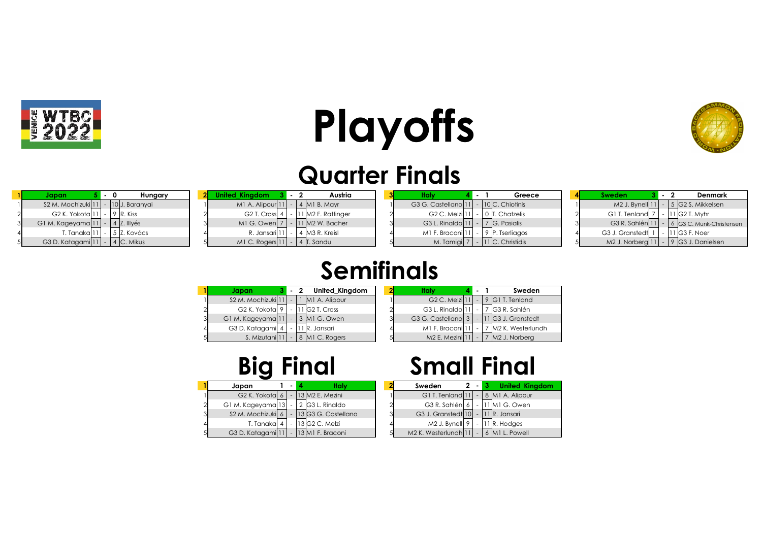# Playoffs

## Quarter Finals

| 1 | Japan | 5 | - | 0 | Hungary |
|---|---|---|---|---|---|
| 1 | S2 M. Mochizuki | 11 | - | 10 | J. Baranyai |
| 2 | G2 K. Yokota | 11 | - | 9 | R. Kiss |
| 3 | G1 M. Kageyama | 11 | - | 4 | Z. Illyés |
| 4 | T. Tanaka | 11 | - | 5 | Z. Kovács |
| 5 | G3 D. Katagami | 11 | - | 4 | C. Mikus |

| 2 | United_Kingdom | 3 | - | 2 | Austria |
|---|---|---|---|---|---|
| 1 | M1 A. Alipour | 11 | - | 4 | M1 B. Mayr |
| 2 | G2 T. Cross | 4 | - | 11 | M2 F. Rattinger |
| 3 | M1 G. Owen | 7 | - | 11 | M2 W. Bacher |
| 4 | R. Jansari | 11 | - | 4 | M3 R. Kreisl |
| 5 | M1 C. Rogers | 11 | - | 4 | T. Sandu |

| 3 | Italy | 4 | - | 1 | Greece |
|---|---|---|---|---|---|
| 1 | G3 G. Castellano | 11 | - | 10 | C. Chiotinis |
| 2 | G2 C. Melzi | 11 | - | 0 | T. Chatzelis |
| 3 | G3 L. Rinaldo | 11 | - | 7 | G. Pasialis |
| 4 | M1 F. Braconi | 11 | - | 9 | P. Tserliagos |
| 5 | M. Tamigi | 7 | - | 11 | C. Christidis |

| 4 | Sweden | 3 | - | 2 | Denmark |
|---|---|---|---|---|---|
| 1 | M2 J. Bynell | 11 | - | 5 | G2 S. Mikkelsen |
| 2 | G1 T. Tenland | 7 | - | 11 | G2 T. Myhr |
| 3 | G3 R. Sahlén | 11 | - | 6 | G3 C. Munk-Christensen |
| 4 | G3 J. Granstedt | 1 | - | 11 | G3 F. Noer |
| 5 | M2 J. Norberg | 11 | - | 9 | G3 J. Danielsen |

## Semifinals

| 1 | Japan | 3 | - | 2 | United_Kingdom |
|---|---|---|---|---|---|
| 1 | S2 M. Mochizuki | 11 | - | 1 | M1 A. Alipour |
| 2 | G2 K. Yokota | 9 | - | 11 | G2 T. Cross |
| 3 | G1 M. Kageyama | 11 | - | 3 | M1 G. Owen |
| 4 | G3 D. Katagami | 4 | - | 11 | R. Jansari |
| 5 | S. Mizutani | 11 | - | 8 | M1 C. Rogers |

| 2 | Italy | 4 | - | 1 | Sweden |
|---|---|---|---|---|---|
| 1 | G2 C. Melzi | 11 | - | 9 | G1 T. Tenland |
| 2 | G3 L. Rinaldo | 11 | - | 7 | G3 R. Sahlén |
| 3 | G3 G. Castellano | 3 | - | 11 | G3 J. Granstedt |
| 4 | M1 F. Braconi | 11 | - | 7 | M2 K. Westerlundh |
| 5 | M2 E. Mezini | 11 | - | 7 | M2 J. Norberg |

## Big Final

| 1 | Japan | 1 | - | 4 | Italy |
|---|---|---|---|---|---|
| 1 | G2 K. Yokota | 6 | - | 13 | M2 E. Mezini |
| 2 | G1 M. Kageyama | 13 | - | 2 | G3 L. Rinaldo |
| 3 | S2 M. Mochizuki | 6 | - | 13 | G3 G. Castellano |
| 4 | T. Tanaka | 4 | - | 13 | G2 C. Melzi |
| 5 | G3 D. Katagami | 11 | - | 13 | M1 F. Braconi |

## Small Final

| 2 | Sweden | 2 | - | 3 | United_Kingdom |
|---|---|---|---|---|---|
| 1 | G1 T. Tenland | 11 | - | 8 | M1 A. Alipour |
| 2 | G3 R. Sahlén | 6 | - | 11 | M1 G. Owen |
| 3 | G3 J. Granstedt | 10 | - | 11 | R. Jansari |
| 4 | M2 J. Bynell | 9 | - | 11 | R. Hodges |
| 5 | M2 K. Westerlundh | 11 | - | 6 | M1 L. Powell |